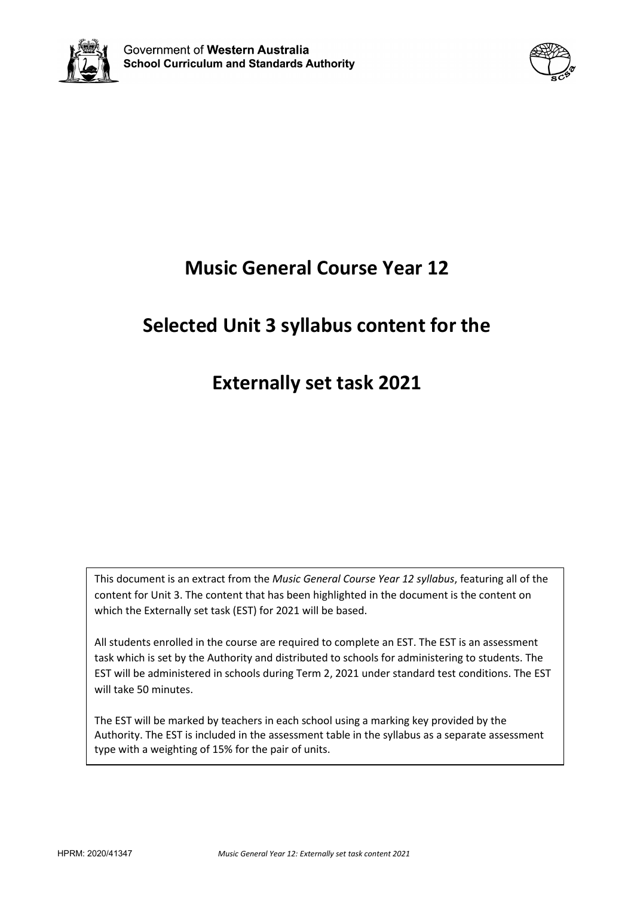Government of **Western Australia**
**School Curriculum and Standards Authority**

# Music General Course Year 12

# Selected Unit 3 syllabus content for the

# Externally set task 2021

This document is an extract from the *Music General Course Year 12 syllabus*, featuring all of the content for Unit 3. The content that has been highlighted in the document is the content on which the Externally set task (EST) for 2021 will be based.

All students enrolled in the course are required to complete an EST. The EST is an assessment task which is set by the Authority and distributed to schools for administering to students. The EST will be administered in schools during Term 2, 2021 under standard test conditions. The EST will take 50 minutes.

The EST will be marked by teachers in each school using a marking key provided by the Authority. The EST is included in the assessment table in the syllabus as a separate assessment type with a weighting of 15% for the pair of units.

HPRM: 2020/41347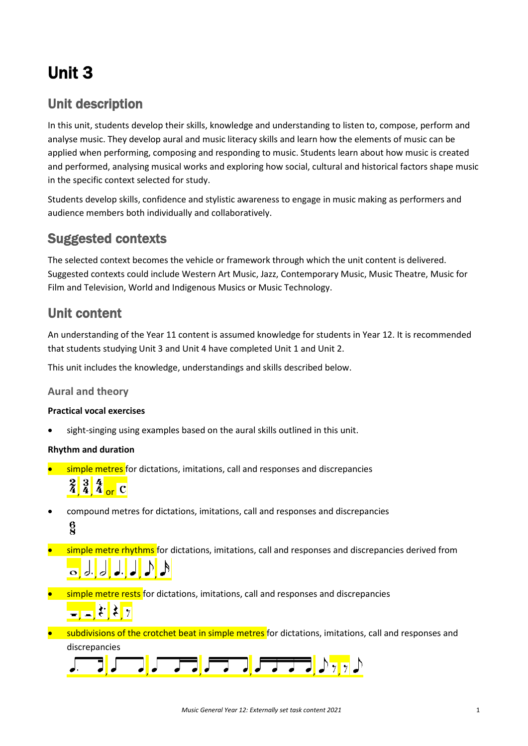# Unit 3

## Unit description

In this unit, students develop their skills, knowledge and understanding to listen to, compose, perform and analyse music. They develop aural and music literacy skills and learn how the elements of music can be applied when performing, composing and responding to music. Students learn about how music is created and performed, analysing musical works and exploring how social, cultural and historical factors shape music in the specific context selected for study.

Students develop skills, confidence and stylistic awareness to engage in music making as performers and audience members both individually and collaboratively.

## Suggested contexts

The selected context becomes the vehicle or framework through which the unit content is delivered. Suggested contexts could include Western Art Music, Jazz, Contemporary Music, Music Theatre, Music for Film and Television, World and Indigenous Musics or Music Technology.

## Unit content

An understanding of the Year 11 content is assumed knowledge for students in Year 12. It is recommended that students studying Unit 3 and Unit 4 have completed Unit 1 and Unit 2.

This unit includes the knowledge, understandings and skills described below.

### Aural and theory

**Practical vocal exercises**

- sight-singing using examples based on the aural skills outlined in this unit.

**Rhythm and duration**

- simple metres for dictations, imitations, call and responses and discrepancies
  $\frac{2}{4}$, $\frac{3}{4}$, $\frac{4}{4}$ or C
- compound metres for dictations, imitations, call and responses and discrepancies
  $\frac{6}{8}$
- simple metre rhythms for dictations, imitations, call and responses and discrepancies derived from
  𝅝, 𝅗𝅥., 𝅗𝅥, ♩., ♩, ♪, 𝅘𝅥𝅯
- simple metre rests for dictations, imitations, call and responses and discrepancies
  𝄻, 𝄼, 𝄽., 𝄽, 𝄾
- subdivisions of the crotchet beat in simple metres for dictations, imitations, call and responses and discrepancies
  ♪. 𝅘𝅥𝅯, ♪ ♪, ♪ 𝅘𝅥𝅯 𝅘𝅥𝅯, 𝅘𝅥𝅯 𝅘𝅥𝅯 ♪, 𝅘𝅥𝅯 𝅘𝅥𝅯 𝅘𝅥𝅯 𝅘𝅥𝅯, ♪ 𝄾, 𝄾 ♪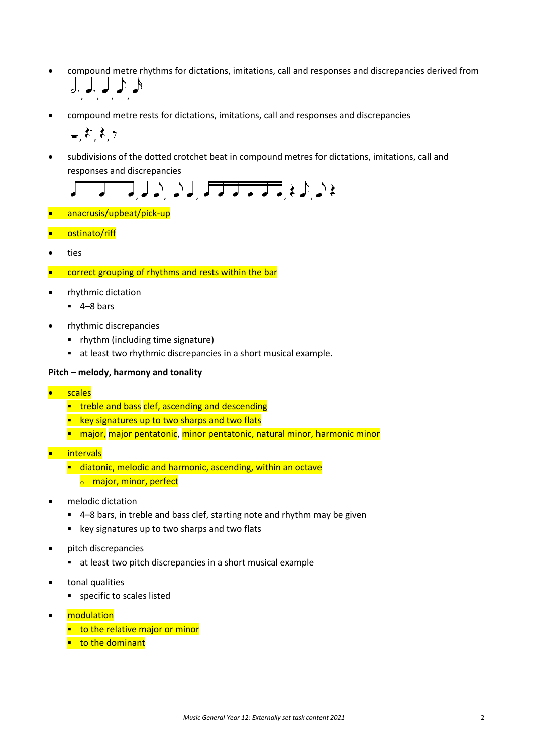- compound metre rhythms for dictations, imitations, call and responses and discrepancies derived from 𝅗𝅥. , ♩. , ♩ , ♪ , 𝅘𝅥𝅯
- compound metre rests for dictations, imitations, call and responses and discrepancies 𝄼 , 𝄽. , 𝄽 , 𝄾
- subdivisions of the dotted crotchet beat in compound metres for dictations, imitations, call and responses and discrepancies
- anacrusis/upbeat/pick-up
- ostinato/riff
- ties
- correct grouping of rhythms and rests within the bar
- rhythmic dictation
  - 4–8 bars
- rhythmic discrepancies
  - rhythm (including time signature)
  - at least two rhythmic discrepancies in a short musical example.

**Pitch – melody, harmony and tonality**

- scales
  - treble and bass clef, ascending and descending
  - key signatures up to two sharps and two flats
  - major, major pentatonic, minor pentatonic, natural minor, harmonic minor
- intervals
  - diatonic, melodic and harmonic, ascending, within an octave
    - major, minor, perfect
- melodic dictation
  - 4–8 bars, in treble and bass clef, starting note and rhythm may be given
  - key signatures up to two sharps and two flats
- pitch discrepancies
  - at least two pitch discrepancies in a short musical example
- tonal qualities
  - specific to scales listed
- modulation
  - to the relative major or minor
  - to the dominant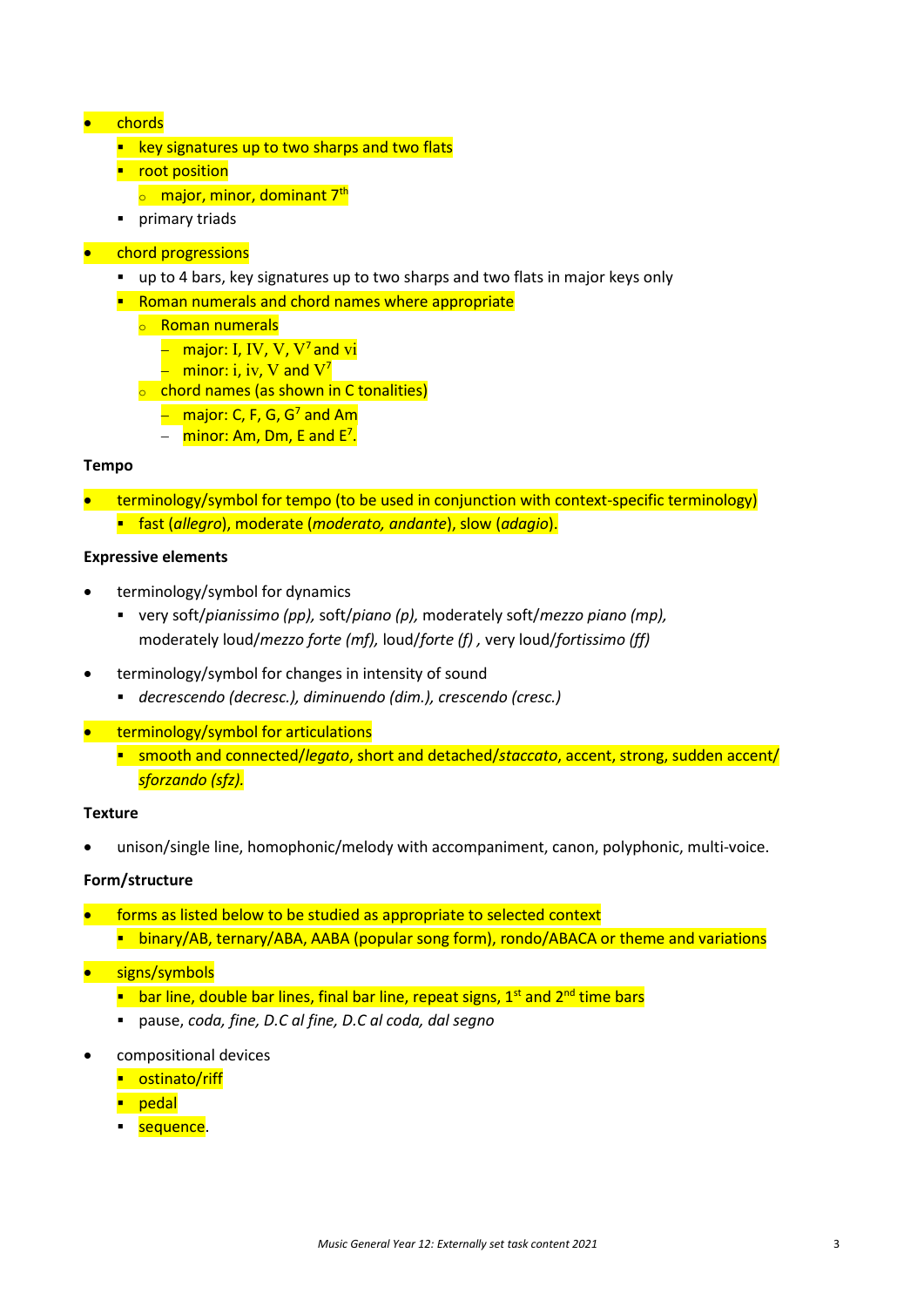- chords
  - key signatures up to two sharps and two flats
  - root position
    - major, minor, dominant 7th
  - primary triads
- chord progressions
  - up to 4 bars, key signatures up to two sharps and two flats in major keys only
  - Roman numerals and chord names where appropriate
    - Roman numerals
      - major: I, IV, V, $V^7$ and vi
      - minor: i, iv, V and $V^7$
    - chord names (as shown in C tonalities)
      - major: C, F, G, $G^7$ and Am
      - minor: Am, Dm, E and $E^7$.

**Tempo**

- terminology/symbol for tempo (to be used in conjunction with context-specific terminology)
  - fast (*allegro*), moderate (*moderato, andante*), slow (*adagio*).

**Expressive elements**

- terminology/symbol for dynamics
  - very soft/*pianissimo (pp),* soft/*piano (p),* moderately soft/*mezzo piano (mp),* moderately loud/*mezzo forte (mf),* loud/*forte (f)* , very loud/*fortissimo (ff)*
- terminology/symbol for changes in intensity of sound
  - *decrescendo (decresc.), diminuendo (dim.), crescendo (cresc.)*
- terminology/symbol for articulations
  - smooth and connected/*legato*, short and detached/*staccato*, accent, strong, sudden accent/ *sforzando (sfz).*

**Texture**

- unison/single line, homophonic/melody with accompaniment, canon, polyphonic, multi-voice.

**Form/structure**

- forms as listed below to be studied as appropriate to selected context
  - binary/AB, ternary/ABA, AABA (popular song form), rondo/ABACA or theme and variations
- signs/symbols
  - bar line, double bar lines, final bar line, repeat signs, 1st and 2nd time bars
  - pause, *coda, fine, D.C al fine, D.C al coda, dal segno*
- compositional devices
  - ostinato/riff
  - pedal
  - sequence.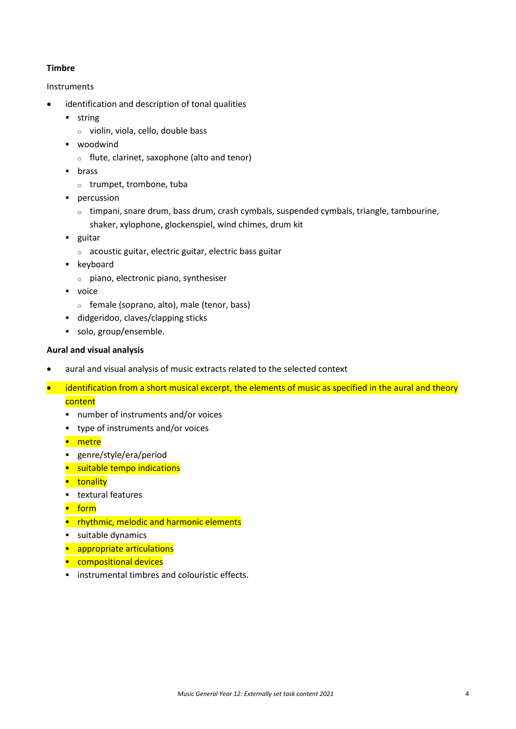**Timbre**

Instruments

- identification and description of tonal qualities
  - string
    - violin, viola, cello, double bass
  - woodwind
    - flute, clarinet, saxophone (alto and tenor)
  - brass
    - trumpet, trombone, tuba
  - percussion
    - timpani, snare drum, bass drum, crash cymbals, suspended cymbals, triangle, tambourine, shaker, xylophone, glockenspiel, wind chimes, drum kit
  - guitar
    - acoustic guitar, electric guitar, electric bass guitar
  - keyboard
    - piano, electronic piano, synthesiser
  - voice
    - female (soprano, alto), male (tenor, bass)
  - didgeridoo, claves/clapping sticks
  - solo, group/ensemble.

**Aural and visual analysis**

- aural and visual analysis of music extracts related to the selected context
- identification from a short musical excerpt, the elements of music as specified in the aural and theory content
  - number of instruments and/or voices
  - type of instruments and/or voices
  - metre
  - genre/style/era/period
  - suitable tempo indications
  - tonality
  - textural features
  - form
  - rhythmic, melodic and harmonic elements
  - suitable dynamics
  - appropriate articulations
  - compositional devices
  - instrumental timbres and colouristic effects.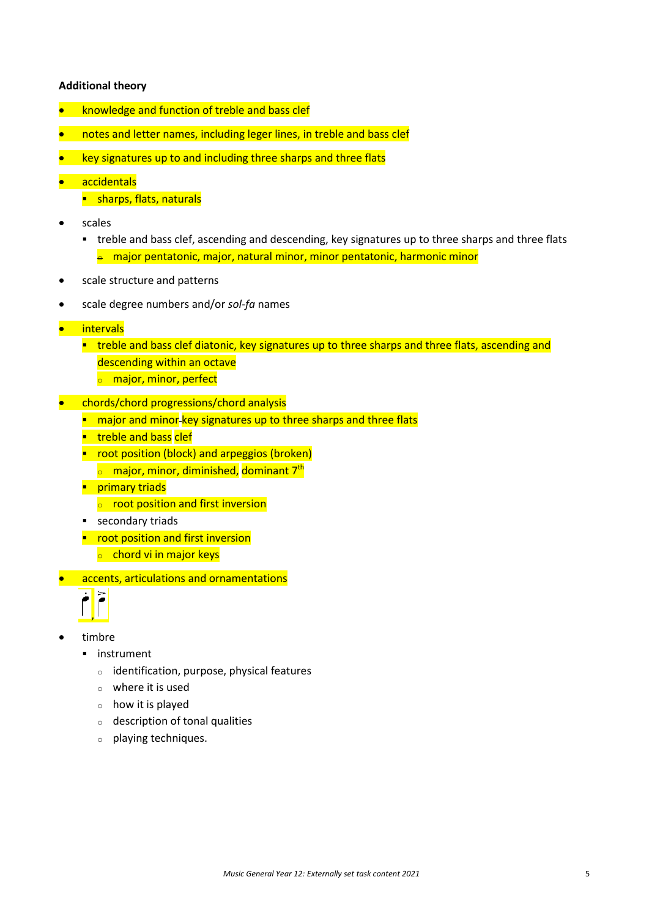**Additional theory**

- knowledge and function of treble and bass clef
- notes and letter names, including leger lines, in treble and bass clef
- key signatures up to and including three sharps and three flats
- accidentals
  - sharps, flats, naturals
- scales
  - treble and bass clef, ascending and descending, key signatures up to three sharps and three flats
    - major pentatonic, major, natural minor, minor pentatonic, harmonic minor
- scale structure and patterns
- scale degree numbers and/or *sol-fa* names
- intervals
  - treble and bass clef diatonic, key signatures up to three sharps and three flats, ascending and descending within an octave
    - major, minor, perfect
- chords/chord progressions/chord analysis
  - major and minor key signatures up to three sharps and three flats
  - treble and bass clef
  - root position (block) and arpeggios (broken)
    - major, minor, diminished, dominant 7th
  - primary triads
    - root position and first inversion
  - secondary triads
  - root position and first inversion
    - chord vi in major keys
- accents, articulations and ornamentations
- timbre
  - instrument
    - identification, purpose, physical features
    - where it is used
    - how it is played
    - description of tonal qualities
    - playing techniques.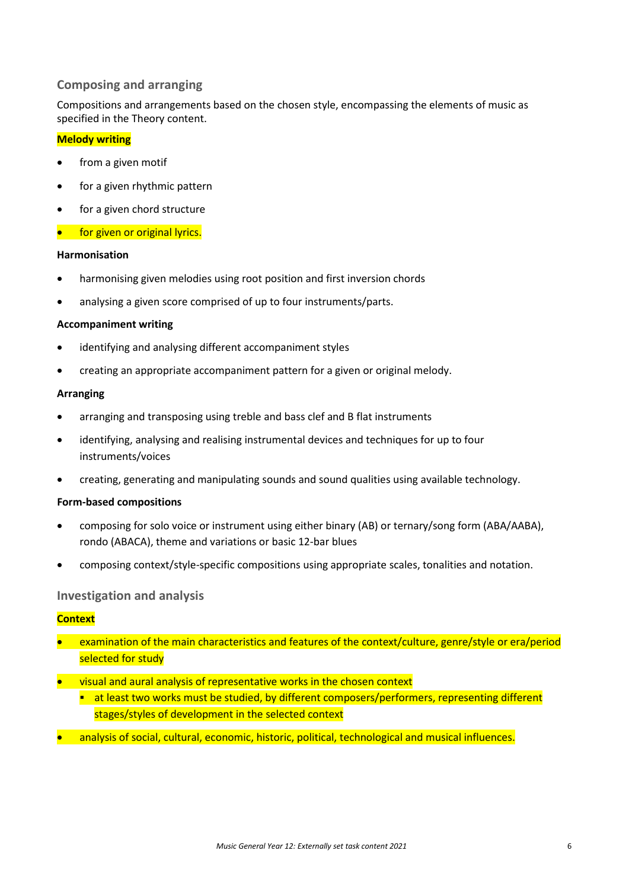## Composing and arranging

Compositions and arrangements based on the chosen style, encompassing the elements of music as specified in the Theory content.

**Melody writing**

- from a given motif
- for a given rhythmic pattern
- for a given chord structure
- for given or original lyrics.

**Harmonisation**

- harmonising given melodies using root position and first inversion chords
- analysing a given score comprised of up to four instruments/parts.

**Accompaniment writing**

- identifying and analysing different accompaniment styles
- creating an appropriate accompaniment pattern for a given or original melody.

**Arranging**

- arranging and transposing using treble and bass clef and B flat instruments
- identifying, analysing and realising instrumental devices and techniques for up to four instruments/voices
- creating, generating and manipulating sounds and sound qualities using available technology.

**Form-based compositions**

- composing for solo voice or instrument using either binary (AB) or ternary/song form (ABA/AABA), rondo (ABACA), theme and variations or basic 12-bar blues
- composing context/style-specific compositions using appropriate scales, tonalities and notation.

## Investigation and analysis

**Context**

- examination of the main characteristics and features of the context/culture, genre/style or era/period selected for study
- visual and aural analysis of representative works in the chosen context
  - at least two works must be studied, by different composers/performers, representing different stages/styles of development in the selected context
- analysis of social, cultural, economic, historic, political, technological and musical influences.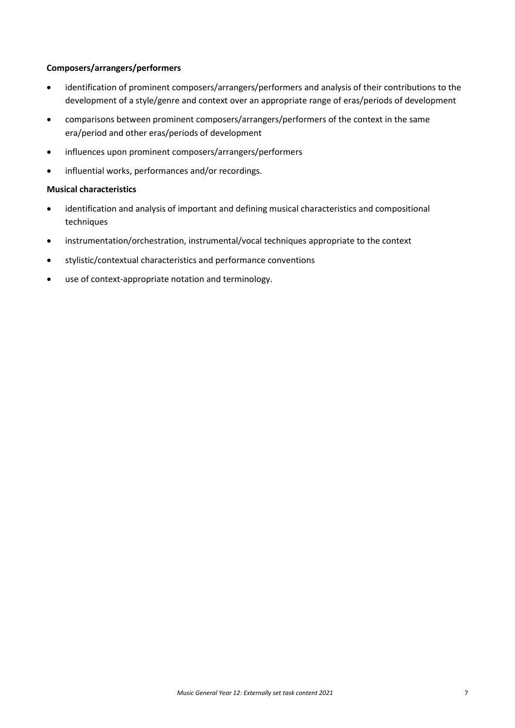**Composers/arrangers/performers**

- identification of prominent composers/arrangers/performers and analysis of their contributions to the development of a style/genre and context over an appropriate range of eras/periods of development
- comparisons between prominent composers/arrangers/performers of the context in the same era/period and other eras/periods of development
- influences upon prominent composers/arrangers/performers
- influential works, performances and/or recordings.

**Musical characteristics**

- identification and analysis of important and defining musical characteristics and compositional techniques
- instrumentation/orchestration, instrumental/vocal techniques appropriate to the context
- stylistic/contextual characteristics and performance conventions
- use of context-appropriate notation and terminology.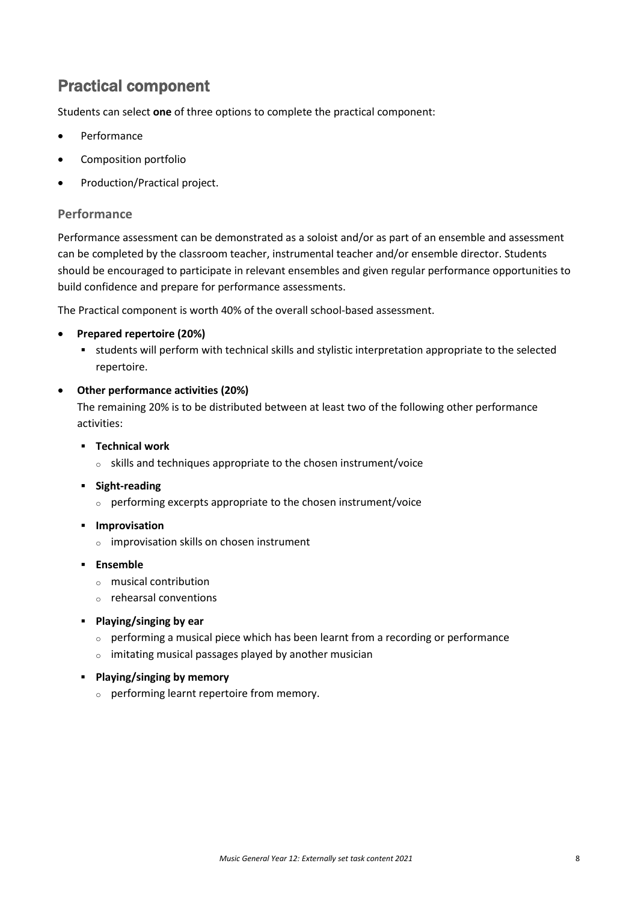## Practical component

Students can select **one** of three options to complete the practical component:

- Performance
- Composition portfolio
- Production/Practical project.

### Performance

Performance assessment can be demonstrated as a soloist and/or as part of an ensemble and assessment can be completed by the classroom teacher, instrumental teacher and/or ensemble director. Students should be encouraged to participate in relevant ensembles and given regular performance opportunities to build confidence and prepare for performance assessments.

The Practical component is worth 40% of the overall school-based assessment.

- **Prepared repertoire (20%)**
  - students will perform with technical skills and stylistic interpretation appropriate to the selected repertoire.
- **Other performance activities (20%)**
  The remaining 20% is to be distributed between at least two of the following other performance activities:
  - **Technical work**
    - skills and techniques appropriate to the chosen instrument/voice
  - **Sight-reading**
    - performing excerpts appropriate to the chosen instrument/voice
  - **Improvisation**
    - improvisation skills on chosen instrument
  - **Ensemble**
    - musical contribution
    - rehearsal conventions
  - **Playing/singing by ear**
    - performing a musical piece which has been learnt from a recording or performance
    - imitating musical passages played by another musician
  - **Playing/singing by memory**
    - performing learnt repertoire from memory.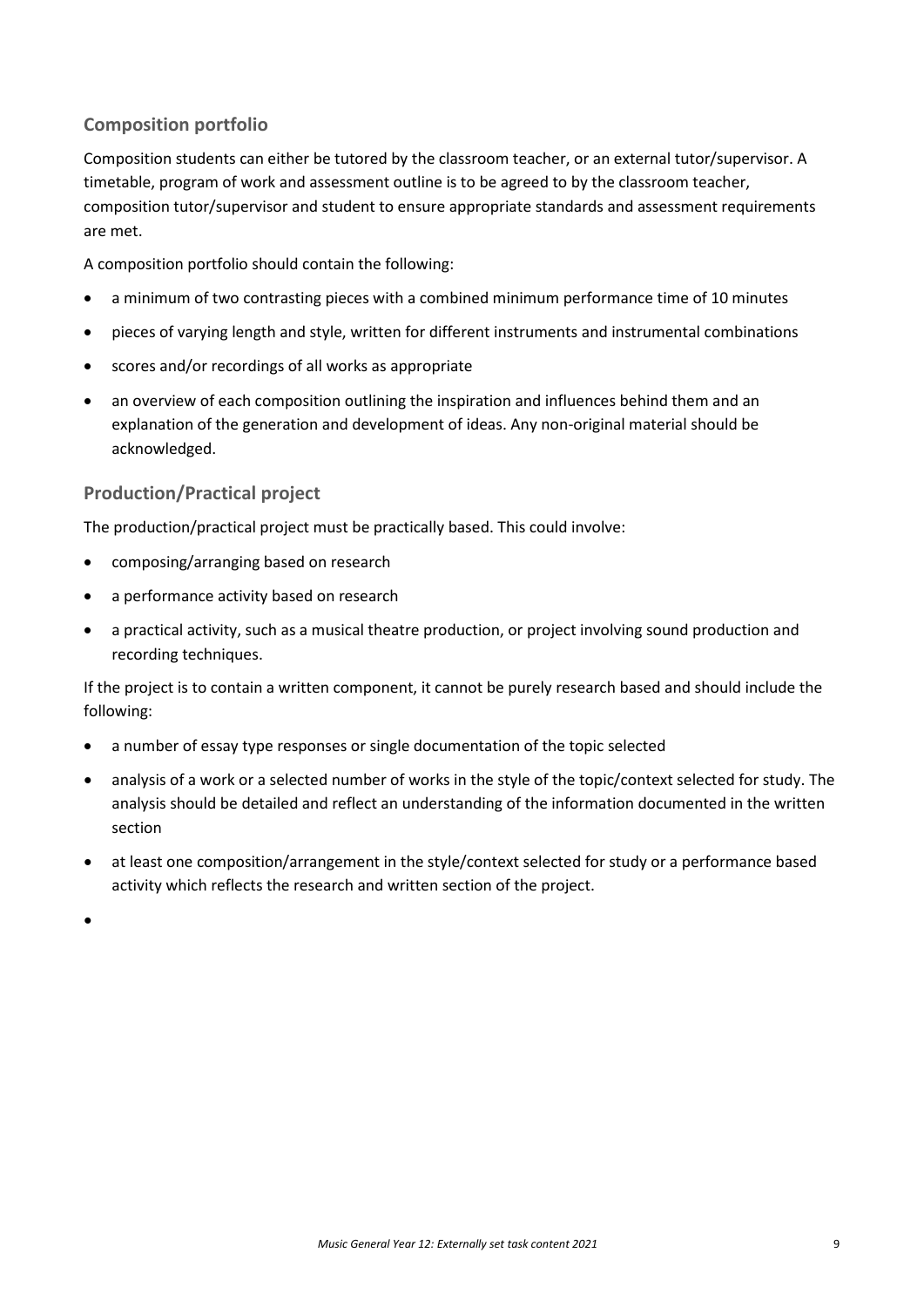## Composition portfolio

Composition students can either be tutored by the classroom teacher, or an external tutor/supervisor. A timetable, program of work and assessment outline is to be agreed to by the classroom teacher, composition tutor/supervisor and student to ensure appropriate standards and assessment requirements are met.

A composition portfolio should contain the following:

- a minimum of two contrasting pieces with a combined minimum performance time of 10 minutes
- pieces of varying length and style, written for different instruments and instrumental combinations
- scores and/or recordings of all works as appropriate
- an overview of each composition outlining the inspiration and influences behind them and an explanation of the generation and development of ideas. Any non-original material should be acknowledged.

## Production/Practical project

The production/practical project must be practically based. This could involve:

- composing/arranging based on research
- a performance activity based on research
- a practical activity, such as a musical theatre production, or project involving sound production and recording techniques.

If the project is to contain a written component, it cannot be purely research based and should include the following:

- a number of essay type responses or single documentation of the topic selected
- analysis of a work or a selected number of works in the style of the topic/context selected for study. The analysis should be detailed and reflect an understanding of the information documented in the written section
- at least one composition/arrangement in the style/context selected for study or a performance based activity which reflects the research and written section of the project.